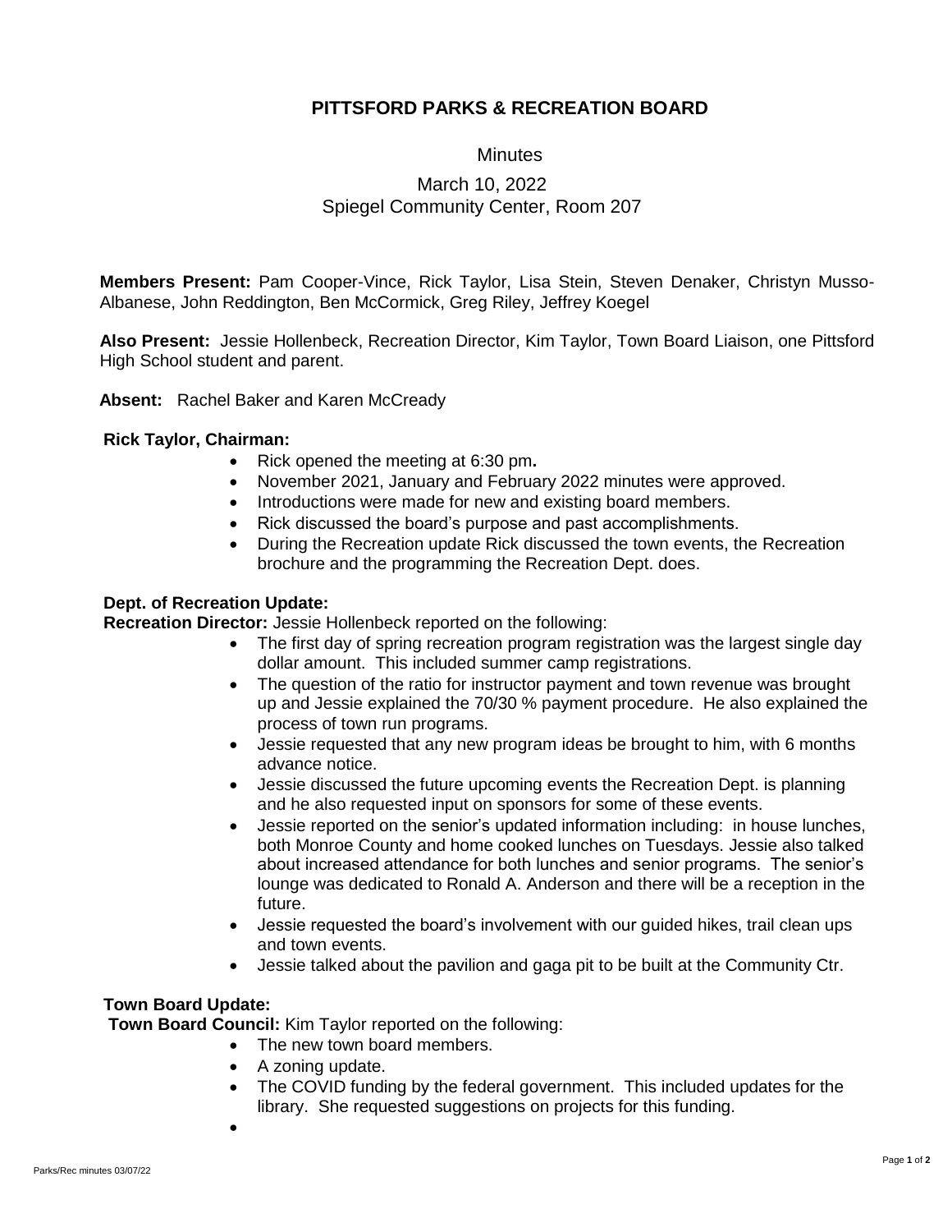# PITTSFORD PARKS & RECREATION BOARD

Minutes

March 10, 2022
Spiegel Community Center, Room 207

**Members Present:** Pam Cooper-Vince, Rick Taylor, Lisa Stein, Steven Denaker, Christyn Musso-Albanese, John Reddington, Ben McCormick, Greg Riley, Jeffrey Koegel

**Also Present:** Jessie Hollenbeck, Recreation Director, Kim Taylor, Town Board Liaison, one Pittsford High School student and parent.

**Absent:** Rachel Baker and Karen McCready

**Rick Taylor, Chairman:**

- Rick opened the meeting at 6:30 pm**.**
- November 2021, January and February 2022 minutes were approved.
- Introductions were made for new and existing board members.
- Rick discussed the board's purpose and past accomplishments.
- During the Recreation update Rick discussed the town events, the Recreation brochure and the programming the Recreation Dept. does.

**Dept. of Recreation Update:**
**Recreation Director:** Jessie Hollenbeck reported on the following:

- The first day of spring recreation program registration was the largest single day dollar amount. This included summer camp registrations.
- The question of the ratio for instructor payment and town revenue was brought up and Jessie explained the 70/30 % payment procedure. He also explained the process of town run programs.
- Jessie requested that any new program ideas be brought to him, with 6 months advance notice.
- Jessie discussed the future upcoming events the Recreation Dept. is planning and he also requested input on sponsors for some of these events.
- Jessie reported on the senior's updated information including: in house lunches, both Monroe County and home cooked lunches on Tuesdays. Jessie also talked about increased attendance for both lunches and senior programs. The senior's lounge was dedicated to Ronald A. Anderson and there will be a reception in the future.
- Jessie requested the board's involvement with our guided hikes, trail clean ups and town events.
- Jessie talked about the pavilion and gaga pit to be built at the Community Ctr.

**Town Board Update:**
**Town Board Council:** Kim Taylor reported on the following:

- The new town board members.
- A zoning update.
- The COVID funding by the federal government. This included updates for the library. She requested suggestions on projects for this funding.
-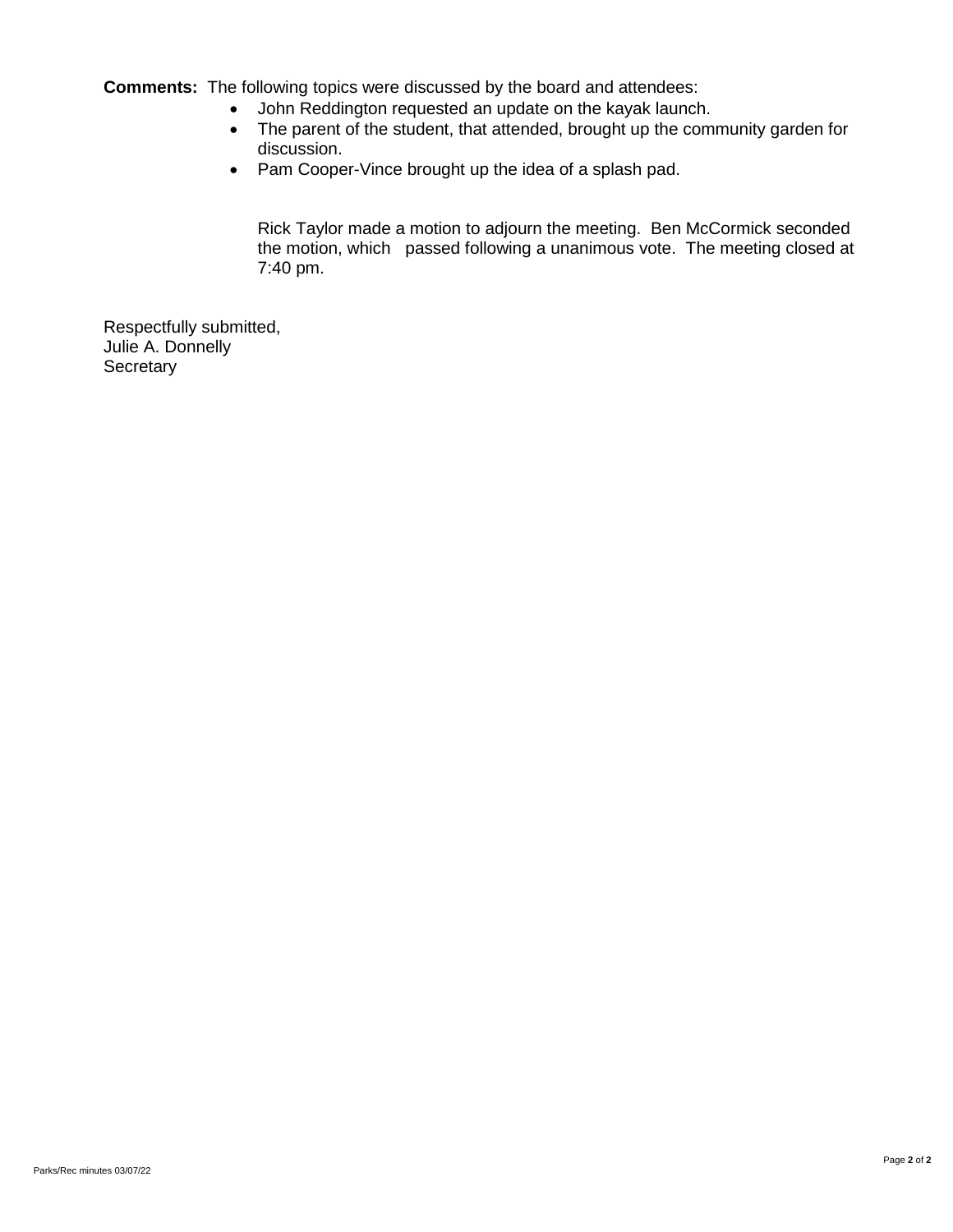**Comments:** The following topics were discussed by the board and attendees:

- John Reddington requested an update on the kayak launch.
- The parent of the student, that attended, brought up the community garden for discussion.
- Pam Cooper-Vince brought up the idea of a splash pad.

Rick Taylor made a motion to adjourn the meeting. Ben McCormick seconded the motion, which passed following a unanimous vote. The meeting closed at 7:40 pm.

Respectfully submitted,
Julie A. Donnelly
Secretary